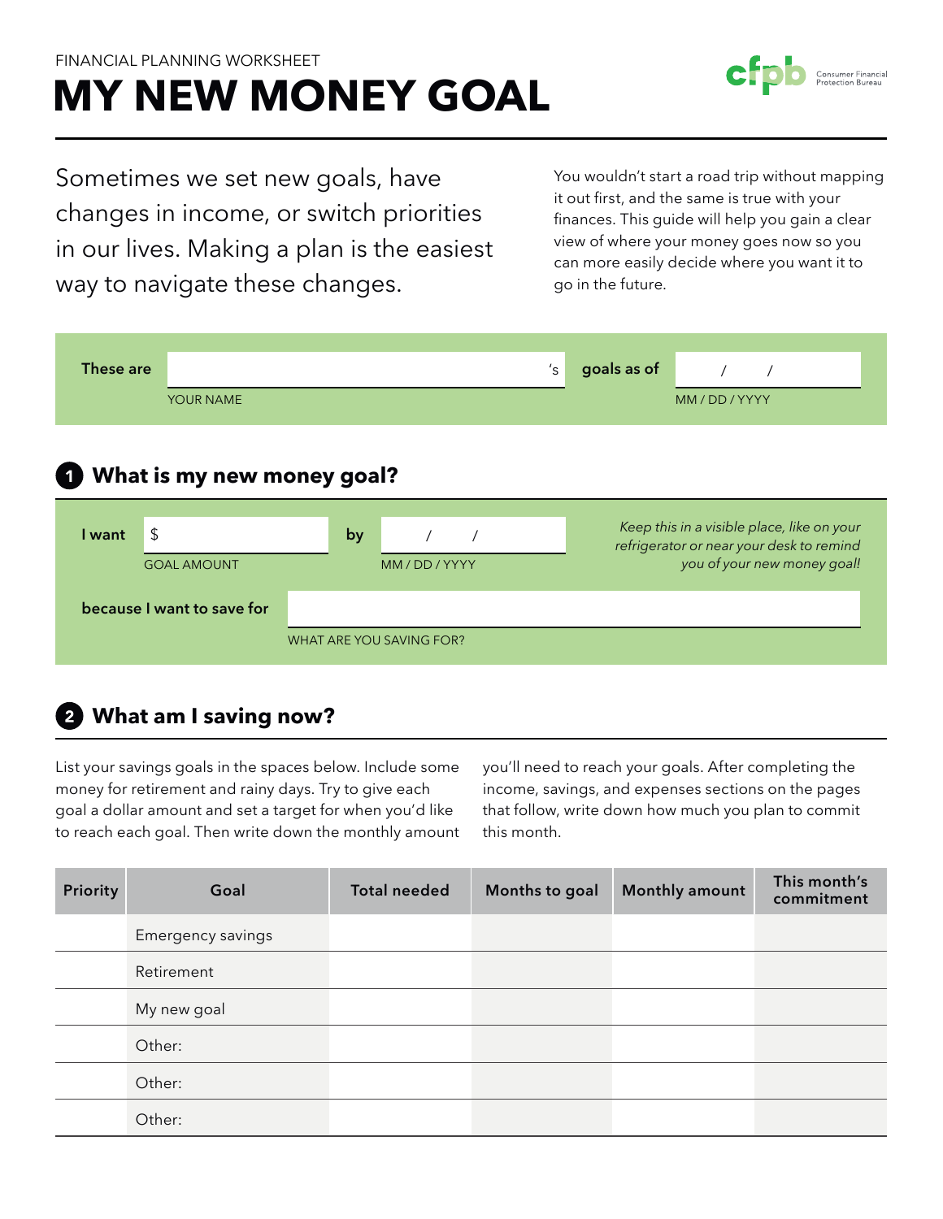FINANCIAL PLANNING WORKSHEET

# MY NEW MONEY GOAL

Consumer Financial Protection Bureau

Sometimes we set new goals, have changes in income, or switch priorities in our lives. Making a plan is the easiest way to navigate these changes.

You wouldn't start a road trip without mapping it out first, and the same is true with your finances. This guide will help you gain a clear view of where your money goes now so you can more easily decide where you want it to go in the future.

**These are** ______________________'s **goals as of** ___ / ___ / ______

YOUR NAME — MM / DD / YYYY

## 1 What is my new money goal?

**I want** $ ______________ **by** ___ / ___ / ______

GOAL AMOUNT — MM / DD / YYYY

*Keep this in a visible place, like on your refrigerator or near your desk to remind you of your new money goal!*

**because I want to save for** ______________________________

WHAT ARE YOU SAVING FOR?

## 2 What am I saving now?

List your savings goals in the spaces below. Include some money for retirement and rainy days. Try to give each goal a dollar amount and set a target for when you'd like to reach each goal. Then write down the monthly amount you'll need to reach your goals. After completing the income, savings, and expenses sections on the pages that follow, write down how much you plan to commit this month.

| Priority | Goal | Total needed | Months to goal | Monthly amount | This month's commitment |
|---|---|---|---|---|---|
| | Emergency savings | | | | |
| | Retirement | | | | |
| | My new goal | | | | |
| | Other: | | | | |
| | Other: | | | | |
| | Other: | | | | |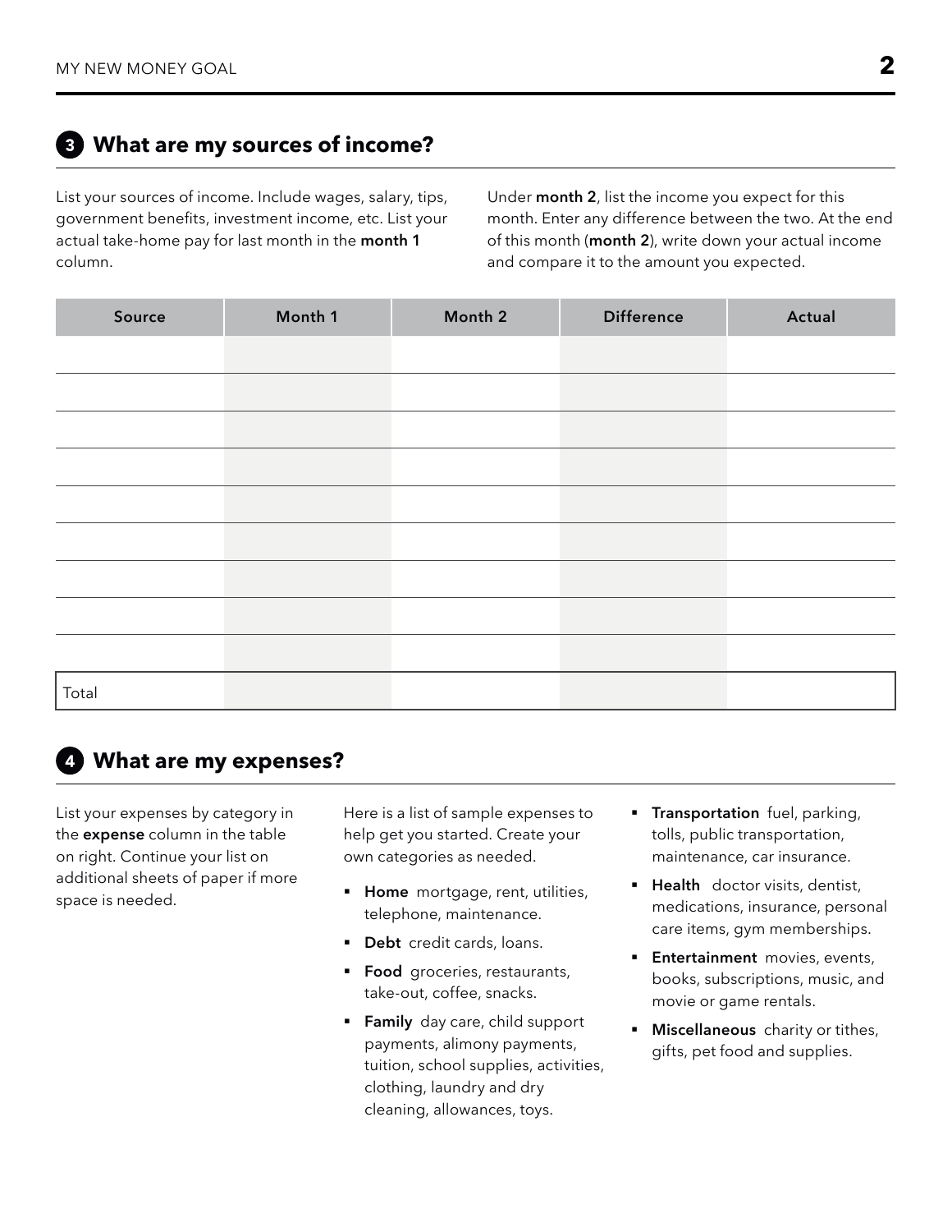## 3 What are my sources of income?

List your sources of income. Include wages, salary, tips, government benefits, investment income, etc. List your actual take-home pay for last month in the **month 1** column.

Under **month 2**, list the income you expect for this month. Enter any difference between the two. At the end of this month (**month 2**), write down your actual income and compare it to the amount you expected.

| Source | Month 1 | Month 2 | Difference | Actual |
|---|---|---|---|---|
| | | | | |
| | | | | |
| | | | | |
| | | | | |
| | | | | |
| | | | | |
| | | | | |
| | | | | |
| | | | | |
| Total | | | | |

## 4 What are my expenses?

List your expenses by category in the **expense** column in the table on right. Continue your list on additional sheets of paper if more space is needed.

Here is a list of sample expenses to help get you started. Create your own categories as needed.

- **Home** mortgage, rent, utilities, telephone, maintenance.
- **Debt** credit cards, loans.
- **Food** groceries, restaurants, take-out, coffee, snacks.
- **Family** day care, child support payments, alimony payments, tuition, school supplies, activities, clothing, laundry and dry cleaning, allowances, toys.
- **Transportation** fuel, parking, tolls, public transportation, maintenance, car insurance.
- **Health** doctor visits, dentist, medications, insurance, personal care items, gym memberships.
- **Entertainment** movies, events, books, subscriptions, music, and movie or game rentals.
- **Miscellaneous** charity or tithes, gifts, pet food and supplies.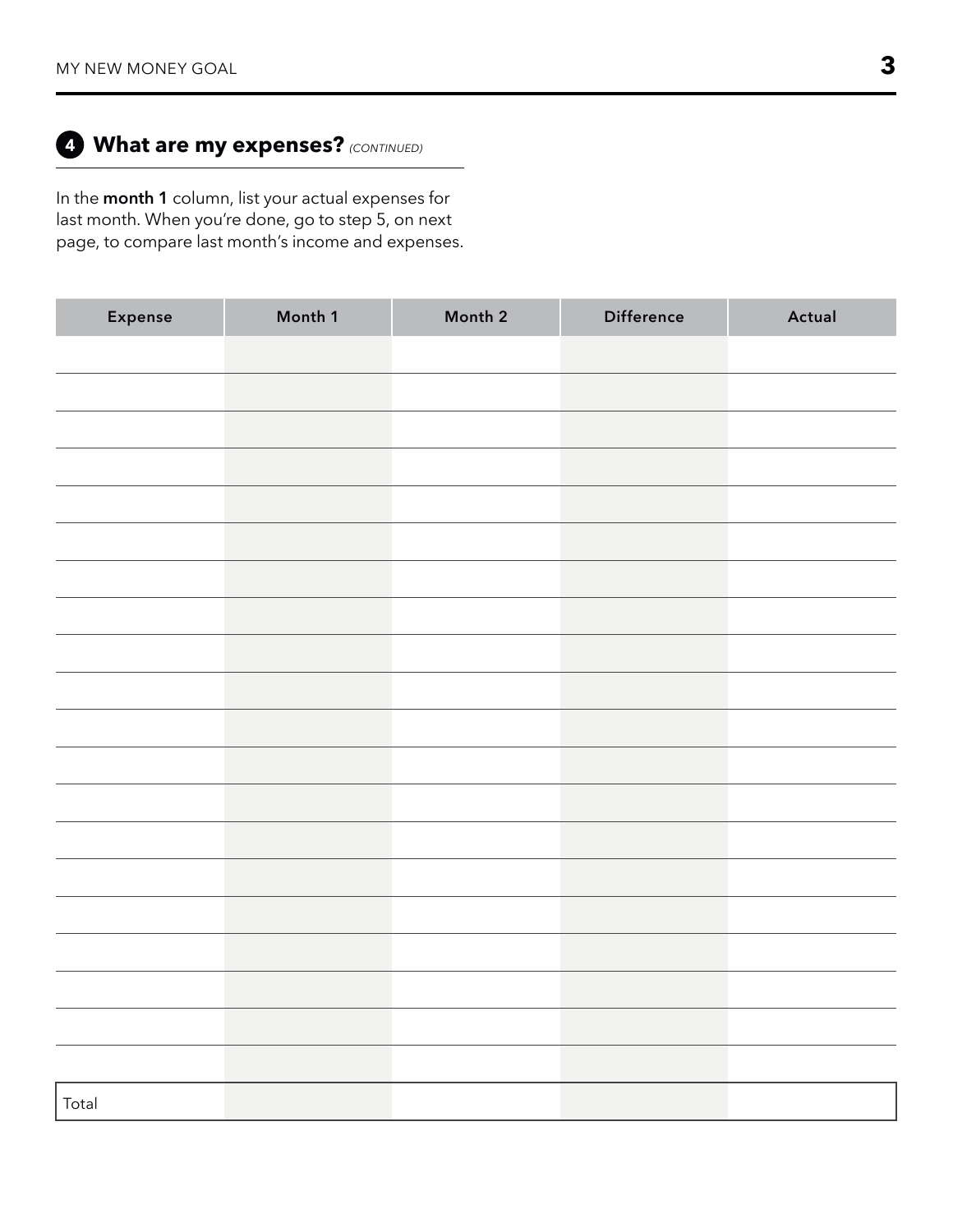## 4 What are my expenses? *(CONTINUED)*

In the **month 1** column, list your actual expenses for last month. When you're done, go to step 5, on next page, to compare last month's income and expenses.

| Expense | Month 1 | Month 2 | Difference | Actual |
| --- | --- | --- | --- | --- |
| | | | | |
| | | | | |
| | | | | |
| | | | | |
| | | | | |
| | | | | |
| | | | | |
| | | | | |
| | | | | |
| | | | | |
| | | | | |
| | | | | |
| | | | | |
| | | | | |
| | | | | |
| | | | | |
| | | | | |
| | | | | |
| | | | | |
| | | | | |
| Total | | | | |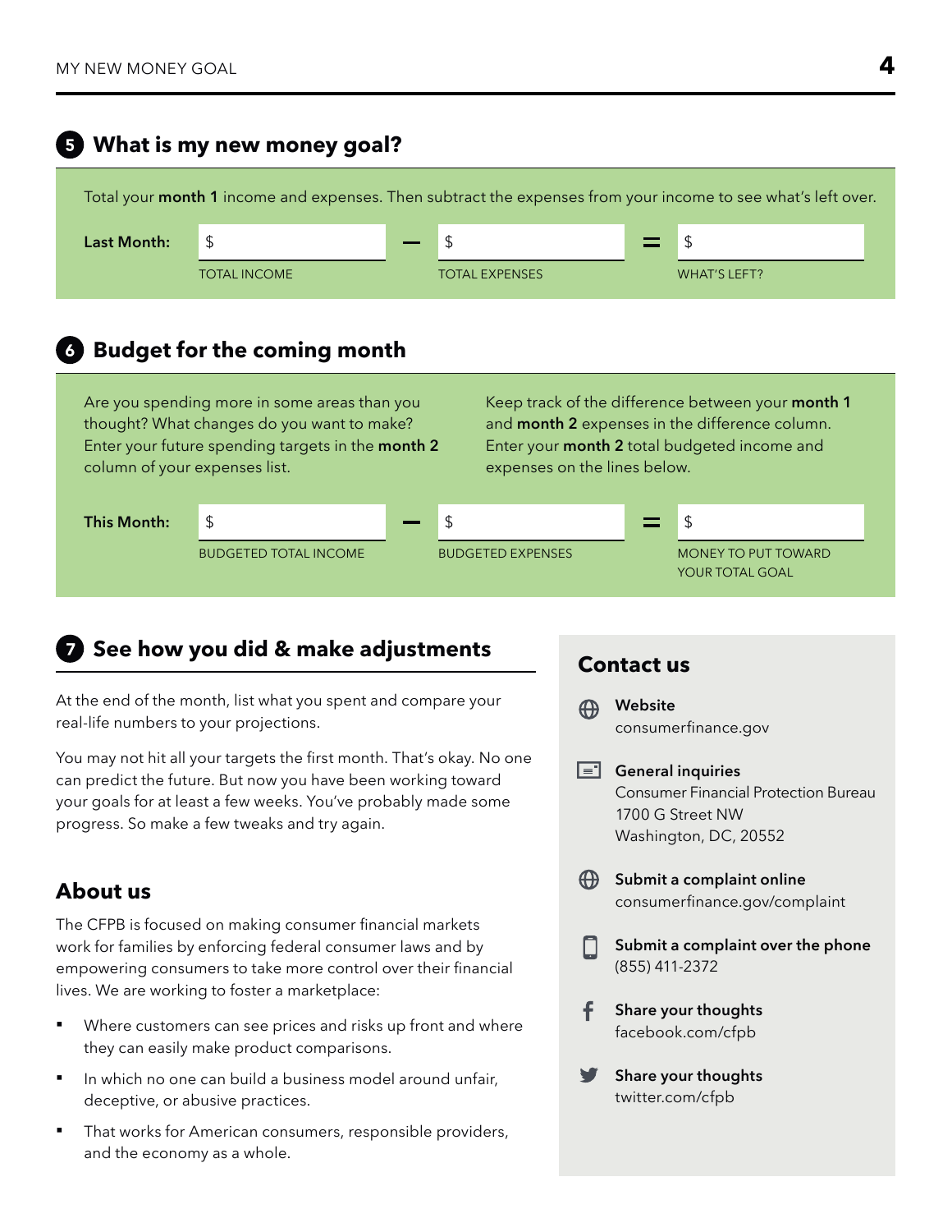## 5 What is my new money goal?

Total your **month 1** income and expenses. Then subtract the expenses from your income to see what's left over.

| | | | | | |
|---|---|---|---|---|---|
| **Last Month:** | $ | — | $ | = | $ |
| | TOTAL INCOME | | TOTAL EXPENSES | | WHAT'S LEFT? |

## 6 Budget for the coming month

Are you spending more in some areas than you thought? What changes do you want to make? Enter your future spending targets in the **month 2** column of your expenses list.

Keep track of the difference between your **month 1** and **month 2** expenses in the difference column. Enter your **month 2** total budgeted income and expenses on the lines below.

| | | | | | |
|---|---|---|---|---|---|
| **This Month:** | $ | — | $ | = | $ |
| | BUDGETED TOTAL INCOME | | BUDGETED EXPENSES | | MONEY TO PUT TOWARD YOUR TOTAL GOAL |

## 7 See how you did & make adjustments

At the end of the month, list what you spent and compare your real-life numbers to your projections.

You may not hit all your targets the first month. That's okay. No one can predict the future. But now you have been working toward your goals for at least a few weeks. You've probably made some progress. So make a few tweaks and try again.

### About us

The CFPB is focused on making consumer financial markets work for families by enforcing federal consumer laws and by empowering consumers to take more control over their financial lives. We are working to foster a marketplace:

- Where customers can see prices and risks up front and where they can easily make product comparisons.
- In which no one can build a business model around unfair, deceptive, or abusive practices.
- That works for American consumers, responsible providers, and the economy as a whole.

### Contact us

**Website**
consumerfinance.gov

**General inquiries**
Consumer Financial Protection Bureau
1700 G Street NW
Washington, DC, 20552

**Submit a complaint online**
consumerfinance.gov/complaint

**Submit a complaint over the phone**
(855) 411-2372

**Share your thoughts**
facebook.com/cfpb

**Share your thoughts**
twitter.com/cfpb